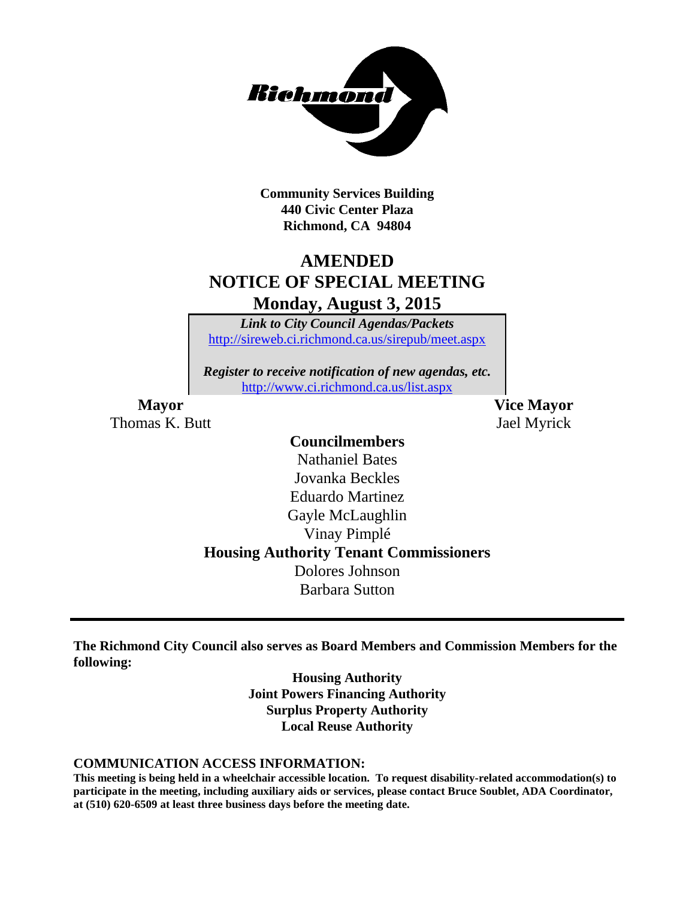**Community Services Building**
**440 Civic Center Plaza**
**Richmond, CA 94804**

# AMENDED
# NOTICE OF SPECIAL MEETING
# Monday, August 3, 2015

***Link to City Council Agendas/Packets***
http://sireweb.ci.richmond.ca.us/sirepub/meet.aspx

***Register to receive notification of new agendas, etc.***
http://www.ci.richmond.ca.us/list.aspx

**Mayor**
Thomas K. Butt

**Vice Mayor**
Jael Myrick

**Councilmembers**
Nathaniel Bates
Jovanka Beckles
Eduardo Martinez
Gayle McLaughlin
Vinay Pimplé

**Housing Authority Tenant Commissioners**
Dolores Johnson
Barbara Sutton

---

**The Richmond City Council also serves as Board Members and Commission Members for the following:**

**Housing Authority**
**Joint Powers Financing Authority**
**Surplus Property Authority**
**Local Reuse Authority**

**COMMUNICATION ACCESS INFORMATION:**
**This meeting is being held in a wheelchair accessible location. To request disability-related accommodation(s) to participate in the meeting, including auxiliary aids or services, please contact Bruce Soublet, ADA Coordinator, at (510) 620-6509 at least three business days before the meeting date.**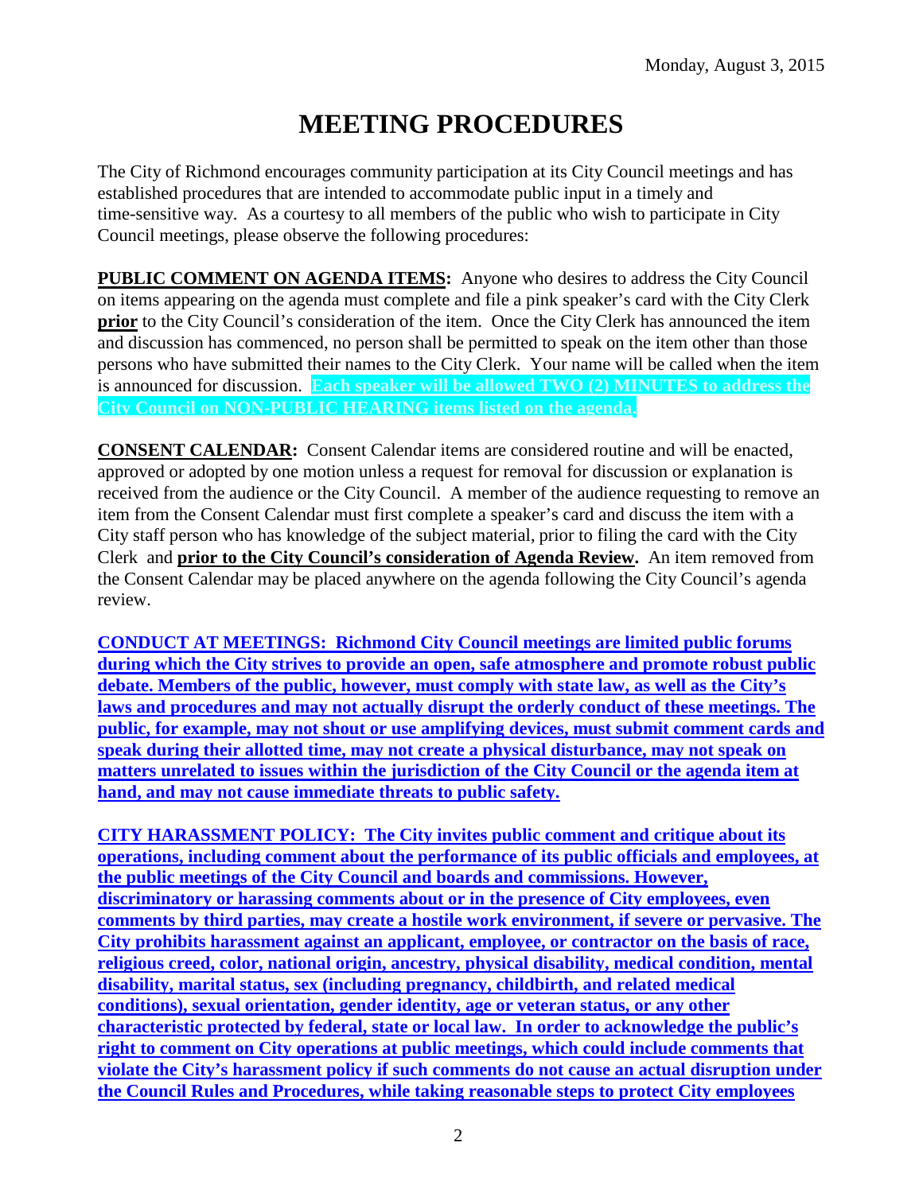Monday, August 3, 2015

# MEETING PROCEDURES

The City of Richmond encourages community participation at its City Council meetings and has established procedures that are intended to accommodate public input in a timely and time-sensitive way. As a courtesy to all members of the public who wish to participate in City Council meetings, please observe the following procedures:

**PUBLIC COMMENT ON AGENDA ITEMS:** Anyone who desires to address the City Council on items appearing on the agenda must complete and file a pink speaker's card with the City Clerk **prior** to the City Council's consideration of the item. Once the City Clerk has announced the item and discussion has commenced, no person shall be permitted to speak on the item other than those persons who have submitted their names to the City Clerk. Your name will be called when the item is announced for discussion. **Each speaker will be allowed TWO (2) MINUTES to address the City Council on NON-PUBLIC HEARING items listed on the agenda.**

**CONSENT CALENDAR:** Consent Calendar items are considered routine and will be enacted, approved or adopted by one motion unless a request for removal for discussion or explanation is received from the audience or the City Council. A member of the audience requesting to remove an item from the Consent Calendar must first complete a speaker's card and discuss the item with a City staff person who has knowledge of the subject material, prior to filing the card with the City Clerk and **prior to the City Council's consideration of Agenda Review.** An item removed from the Consent Calendar may be placed anywhere on the agenda following the City Council's agenda review.

**CONDUCT AT MEETINGS: Richmond City Council meetings are limited public forums during which the City strives to provide an open, safe atmosphere and promote robust public debate. Members of the public, however, must comply with state law, as well as the City's laws and procedures and may not actually disrupt the orderly conduct of these meetings. The public, for example, may not shout or use amplifying devices, must submit comment cards and speak during their allotted time, may not create a physical disturbance, may not speak on matters unrelated to issues within the jurisdiction of the City Council or the agenda item at hand, and may not cause immediate threats to public safety.**

**CITY HARASSMENT POLICY: The City invites public comment and critique about its operations, including comment about the performance of its public officials and employees, at the public meetings of the City Council and boards and commissions. However, discriminatory or harassing comments about or in the presence of City employees, even comments by third parties, may create a hostile work environment, if severe or pervasive. The City prohibits harassment against an applicant, employee, or contractor on the basis of race, religious creed, color, national origin, ancestry, physical disability, medical condition, mental disability, marital status, sex (including pregnancy, childbirth, and related medical conditions), sexual orientation, gender identity, age or veteran status, or any other characteristic protected by federal, state or local law. In order to acknowledge the public's right to comment on City operations at public meetings, which could include comments that violate the City's harassment policy if such comments do not cause an actual disruption under the Council Rules and Procedures, while taking reasonable steps to protect City employees**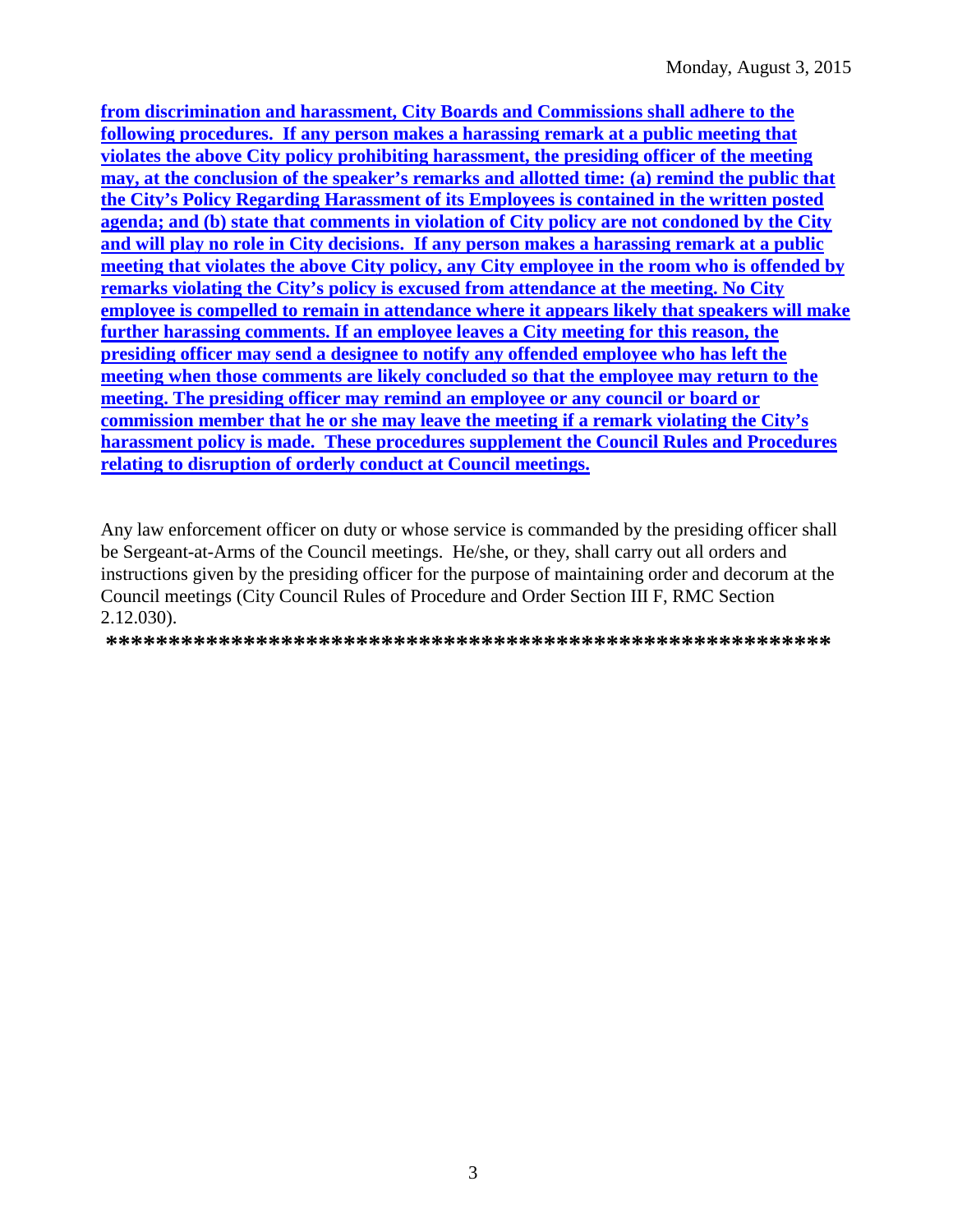**from discrimination and harassment, City Boards and Commissions shall adhere to the following procedures. If any person makes a harassing remark at a public meeting that violates the above City policy prohibiting harassment, the presiding officer of the meeting may, at the conclusion of the speaker's remarks and allotted time: (a) remind the public that the City's Policy Regarding Harassment of its Employees is contained in the written posted agenda; and (b) state that comments in violation of City policy are not condoned by the City and will play no role in City decisions. If any person makes a harassing remark at a public meeting that violates the above City policy, any City employee in the room who is offended by remarks violating the City's policy is excused from attendance at the meeting. No City employee is compelled to remain in attendance where it appears likely that speakers will make further harassing comments. If an employee leaves a City meeting for this reason, the presiding officer may send a designee to notify any offended employee who has left the meeting when those comments are likely concluded so that the employee may return to the meeting. The presiding officer may remind an employee or any council or board or commission member that he or she may leave the meeting if a remark violating the City's harassment policy is made. These procedures supplement the Council Rules and Procedures relating to disruption of orderly conduct at Council meetings.**

Any law enforcement officer on duty or whose service is commanded by the presiding officer shall be Sergeant-at-Arms of the Council meetings. He/she, or they, shall carry out all orders and instructions given by the presiding officer for the purpose of maintaining order and decorum at the Council meetings (City Council Rules of Procedure and Order Section III F, RMC Section 2.12.030).

**\*\*\*\*\*\*\*\*\*\*\*\*\*\*\*\*\*\*\*\*\*\*\*\*\*\*\*\*\*\*\*\*\*\*\*\*\*\*\*\*\*\*\*\*\*\*\*\*\*\*\*\*\*\*\*\*\*\*\*\***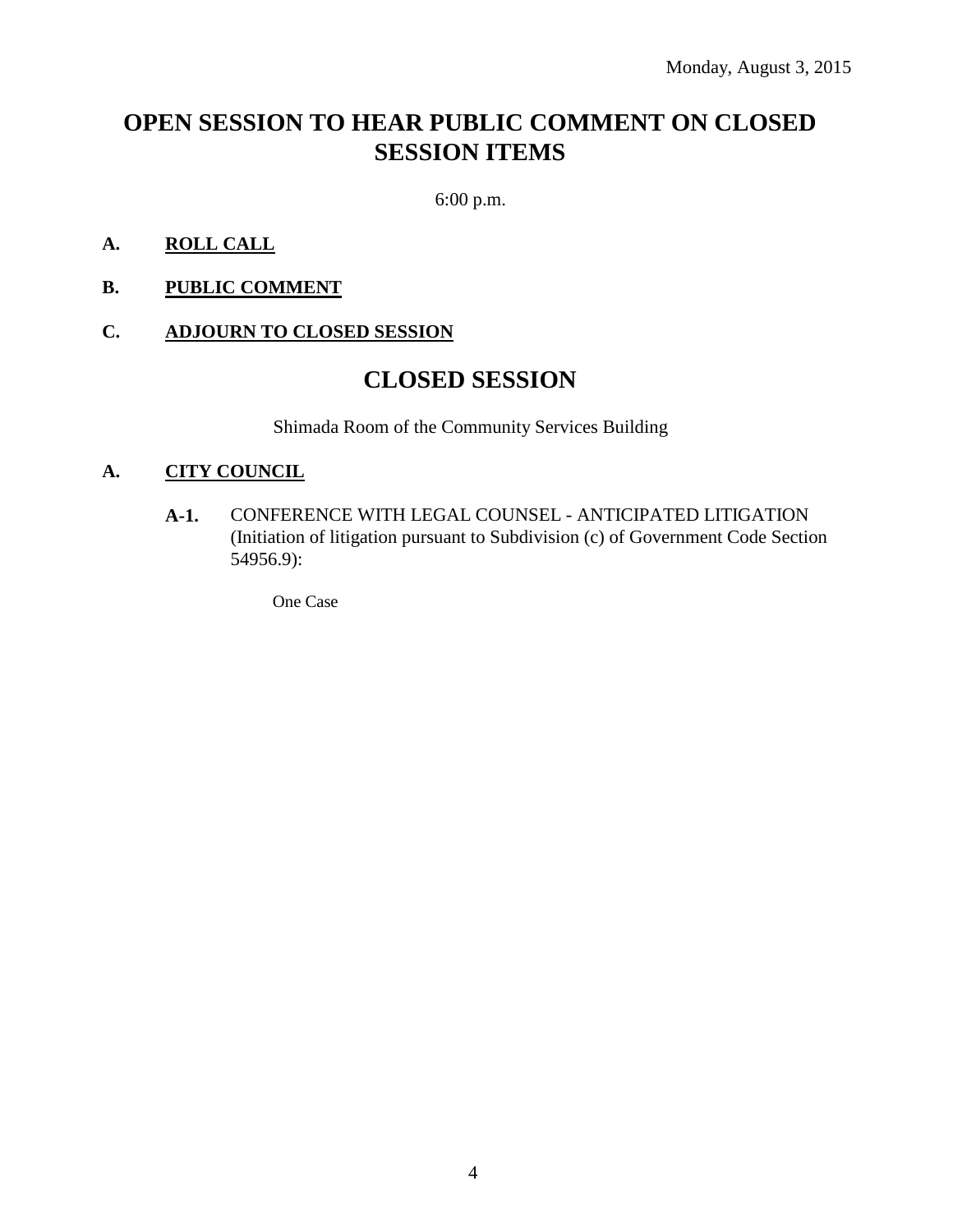Monday, August 3, 2015

# OPEN SESSION TO HEAR PUBLIC COMMENT ON CLOSED SESSION ITEMS

6:00 p.m.

**A. ROLL CALL**

**B. PUBLIC COMMENT**

**C. ADJOURN TO CLOSED SESSION**

# CLOSED SESSION

Shimada Room of the Community Services Building

**A. CITY COUNCIL**

**A-1.** CONFERENCE WITH LEGAL COUNSEL - ANTICIPATED LITIGATION (Initiation of litigation pursuant to Subdivision (c) of Government Code Section 54956.9):

One Case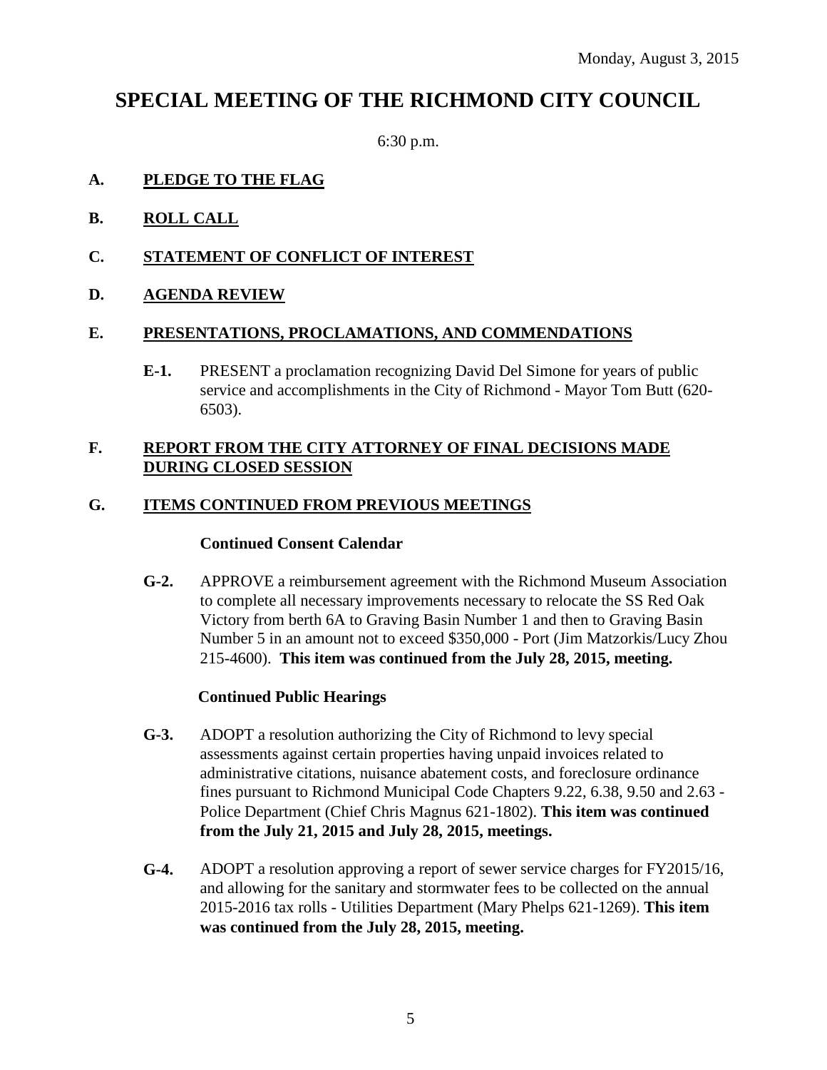Monday, August 3, 2015

# SPECIAL MEETING OF THE RICHMOND CITY COUNCIL

6:30 p.m.

**A. PLEDGE TO THE FLAG**

**B. ROLL CALL**

**C. STATEMENT OF CONFLICT OF INTEREST**

**D. AGENDA REVIEW**

**E. PRESENTATIONS, PROCLAMATIONS, AND COMMENDATIONS**

**E-1.** PRESENT a proclamation recognizing David Del Simone for years of public service and accomplishments in the City of Richmond - Mayor Tom Butt (620-6503).

**F. REPORT FROM THE CITY ATTORNEY OF FINAL DECISIONS MADE DURING CLOSED SESSION**

**G. ITEMS CONTINUED FROM PREVIOUS MEETINGS**

**Continued Consent Calendar**

**G-2.** APPROVE a reimbursement agreement with the Richmond Museum Association to complete all necessary improvements necessary to relocate the SS Red Oak Victory from berth 6A to Graving Basin Number 1 and then to Graving Basin Number 5 in an amount not to exceed $350,000 - Port (Jim Matzorkis/Lucy Zhou 215-4600). **This item was continued from the July 28, 2015, meeting.**

**Continued Public Hearings**

**G-3.** ADOPT a resolution authorizing the City of Richmond to levy special assessments against certain properties having unpaid invoices related to administrative citations, nuisance abatement costs, and foreclosure ordinance fines pursuant to Richmond Municipal Code Chapters 9.22, 6.38, 9.50 and 2.63 - Police Department (Chief Chris Magnus 621-1802). **This item was continued from the July 21, 2015 and July 28, 2015, meetings.**

**G-4.** ADOPT a resolution approving a report of sewer service charges for FY2015/16, and allowing for the sanitary and stormwater fees to be collected on the annual 2015-2016 tax rolls - Utilities Department (Mary Phelps 621-1269). **This item was continued from the July 28, 2015, meeting.**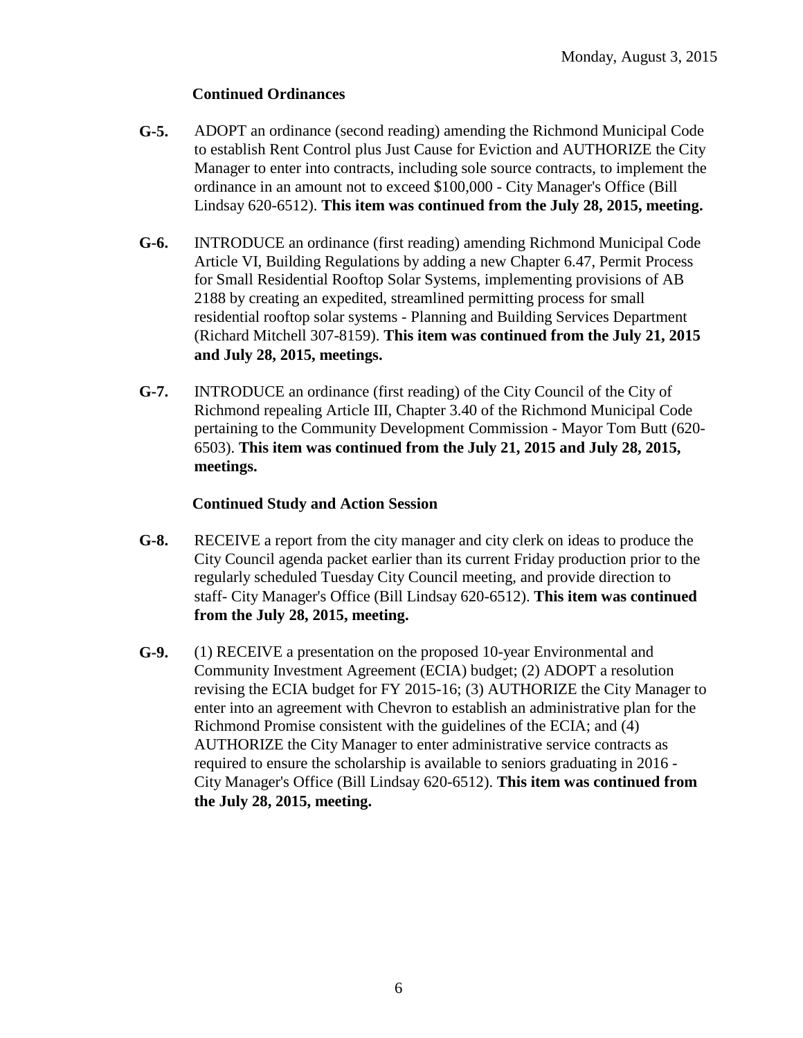### Continued Ordinances

**G-5.** ADOPT an ordinance (second reading) amending the Richmond Municipal Code to establish Rent Control plus Just Cause for Eviction and AUTHORIZE the City Manager to enter into contracts, including sole source contracts, to implement the ordinance in an amount not to exceed $100,000 - City Manager's Office (Bill Lindsay 620-6512). **This item was continued from the July 28, 2015, meeting.**

**G-6.** INTRODUCE an ordinance (first reading) amending Richmond Municipal Code Article VI, Building Regulations by adding a new Chapter 6.47, Permit Process for Small Residential Rooftop Solar Systems, implementing provisions of AB 2188 by creating an expedited, streamlined permitting process for small residential rooftop solar systems - Planning and Building Services Department (Richard Mitchell 307-8159). **This item was continued from the July 21, 2015 and July 28, 2015, meetings.**

**G-7.** INTRODUCE an ordinance (first reading) of the City Council of the City of Richmond repealing Article III, Chapter 3.40 of the Richmond Municipal Code pertaining to the Community Development Commission - Mayor Tom Butt (620-6503). **This item was continued from the July 21, 2015 and July 28, 2015, meetings.**

### Continued Study and Action Session

**G-8.** RECEIVE a report from the city manager and city clerk on ideas to produce the City Council agenda packet earlier than its current Friday production prior to the regularly scheduled Tuesday City Council meeting, and provide direction to staff- City Manager's Office (Bill Lindsay 620-6512). **This item was continued from the July 28, 2015, meeting.**

**G-9.** (1) RECEIVE a presentation on the proposed 10-year Environmental and Community Investment Agreement (ECIA) budget; (2) ADOPT a resolution revising the ECIA budget for FY 2015-16; (3) AUTHORIZE the City Manager to enter into an agreement with Chevron to establish an administrative plan for the Richmond Promise consistent with the guidelines of the ECIA; and (4) AUTHORIZE the City Manager to enter administrative service contracts as required to ensure the scholarship is available to seniors graduating in 2016 - City Manager's Office (Bill Lindsay 620-6512). **This item was continued from the July 28, 2015, meeting.**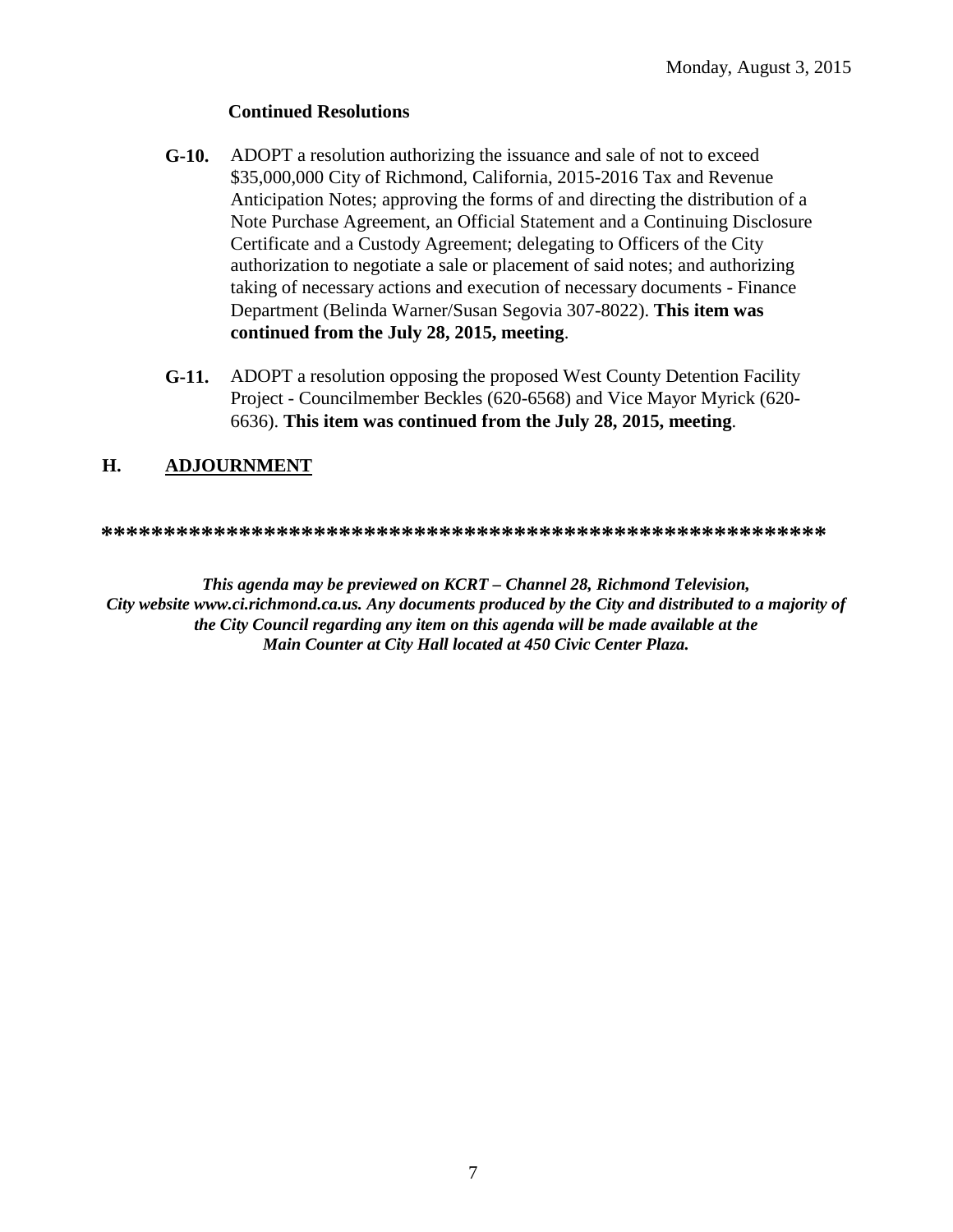Monday, August 3, 2015

**Continued Resolutions**

**G-10.** ADOPT a resolution authorizing the issuance and sale of not to exceed $35,000,000 City of Richmond, California, 2015-2016 Tax and Revenue Anticipation Notes; approving the forms of and directing the distribution of a Note Purchase Agreement, an Official Statement and a Continuing Disclosure Certificate and a Custody Agreement; delegating to Officers of the City authorization to negotiate a sale or placement of said notes; and authorizing taking of necessary actions and execution of necessary documents - Finance Department (Belinda Warner/Susan Segovia 307-8022). **This item was continued from the July 28, 2015, meeting**.

**G-11.** ADOPT a resolution opposing the proposed West County Detention Facility Project - Councilmember Beckles (620-6568) and Vice Mayor Myrick (620-6636). **This item was continued from the July 28, 2015, meeting**.

## H. ADJOURNMENT

**\*\*\*\*\*\*\*\*\*\*\*\*\*\*\*\*\*\*\*\*\*\*\*\*\*\*\*\*\*\*\*\*\*\*\*\*\*\*\*\*\*\*\*\*\*\*\*\*\*\*\*\*\*\*\*\*\*\*\***

***This agenda may be previewed on KCRT – Channel 28, Richmond Television, City website www.ci.richmond.ca.us. Any documents produced by the City and distributed to a majority of the City Council regarding any item on this agenda will be made available at the Main Counter at City Hall located at 450 Civic Center Plaza.***